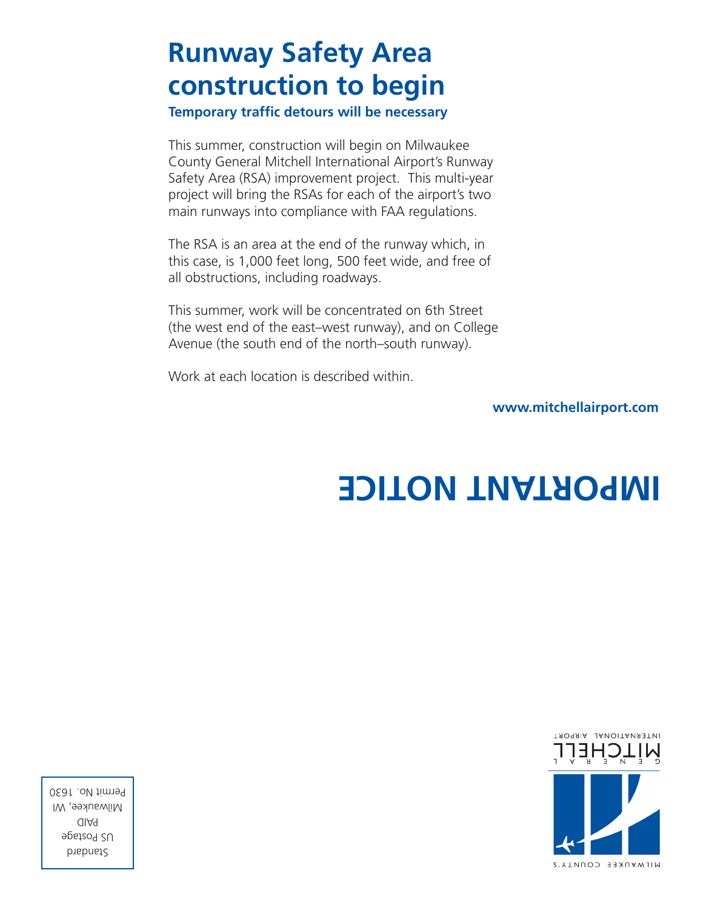# Runway Safety Area construction to begin

**Temporary traffic detours will be necessary**

This summer, construction will begin on Milwaukee County General Mitchell International Airport's Runway Safety Area (RSA) improvement project. This multi-year project will bring the RSAs for each of the airport's two main runways into compliance with FAA regulations.

The RSA is an area at the end of the runway which, in this case, is 1,000 feet long, 500 feet wide, and free of all obstructions, including roadways.

This summer, work will be concentrated on 6th Street (the west end of the east–west runway), and on College Avenue (the south end of the north–south runway).

Work at each location is described within.

**www.mitchellairport.com**

# IMPORTANT NOTICE

Milwaukee County's General Mitchell International Airport

Standard
US Postage
PAID
Milwaukee, WI
Permit No. 1630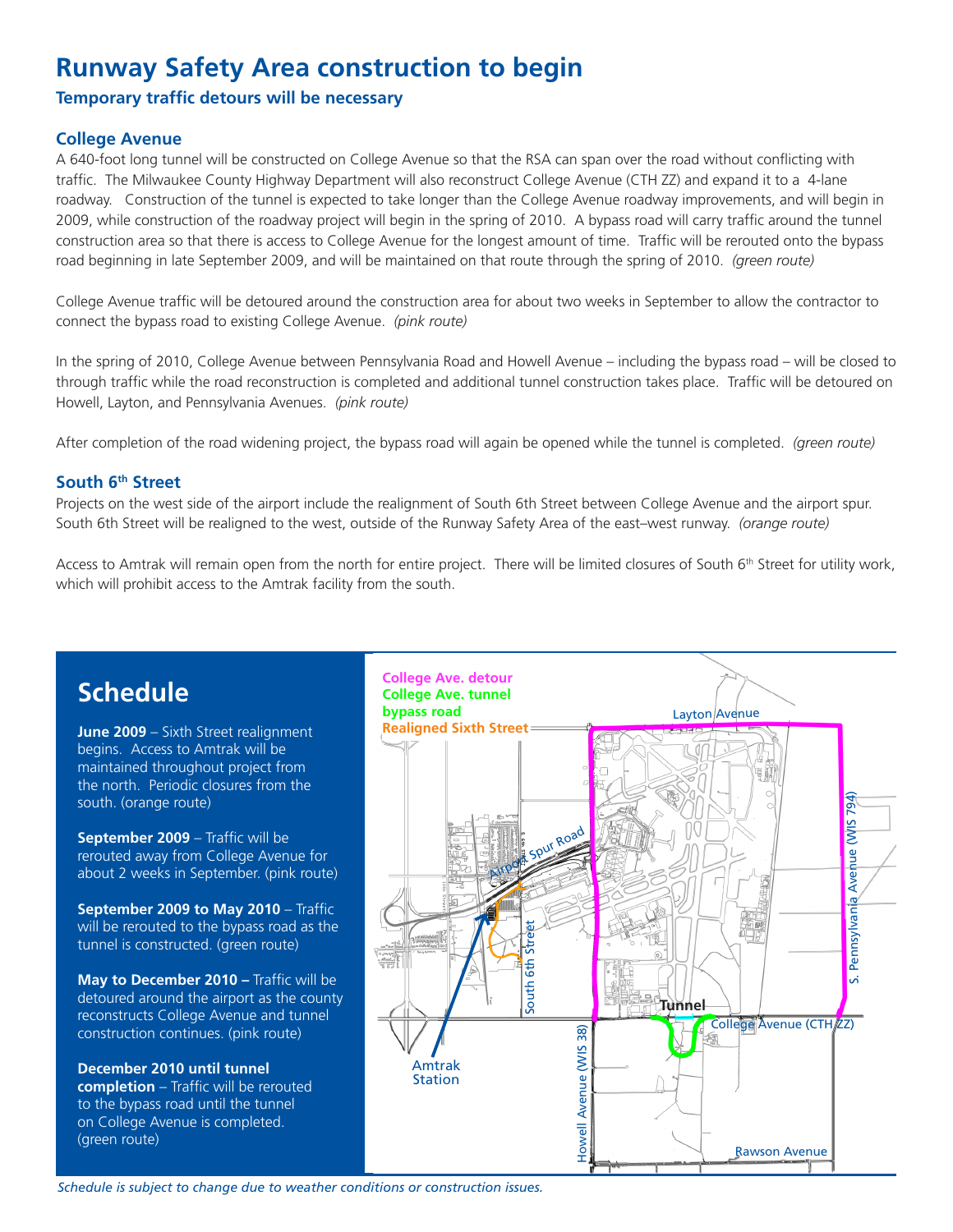# Runway Safety Area construction to begin

## Temporary traffic detours will be necessary

### College Avenue

A 640-foot long tunnel will be constructed on College Avenue so that the RSA can span over the road without conflicting with traffic. The Milwaukee County Highway Department will also reconstruct College Avenue (CTH ZZ) and expand it to a 4-lane roadway. Construction of the tunnel is expected to take longer than the College Avenue roadway improvements, and will begin in 2009, while construction of the roadway project will begin in the spring of 2010. A bypass road will carry traffic around the tunnel construction area so that there is access to College Avenue for the longest amount of time. Traffic will be rerouted onto the bypass road beginning in late September 2009, and will be maintained on that route through the spring of 2010. *(green route)*

College Avenue traffic will be detoured around the construction area for about two weeks in September to allow the contractor to connect the bypass road to existing College Avenue. *(pink route)*

In the spring of 2010, College Avenue between Pennsylvania Road and Howell Avenue – including the bypass road – will be closed to through traffic while the road reconstruction is completed and additional tunnel construction takes place. Traffic will be detoured on Howell, Layton, and Pennsylvania Avenues. *(pink route)*

After completion of the road widening project, the bypass road will again be opened while the tunnel is completed. *(green route)*

### South 6th Street

Projects on the west side of the airport include the realignment of South 6th Street between College Avenue and the airport spur. South 6th Street will be realigned to the west, outside of the Runway Safety Area of the east–west runway. *(orange route)*

Access to Amtrak will remain open from the north for entire project. There will be limited closures of South 6th Street for utility work, which will prohibit access to the Amtrak facility from the south.

## Schedule

**June 2009** – Sixth Street realignment begins. Access to Amtrak will be maintained throughout project from the north. Periodic closures from the south. (orange route)

**September 2009** – Traffic will be rerouted away from College Avenue for about 2 weeks in September. (pink route)

**September 2009 to May 2010** – Traffic will be rerouted to the bypass road as the tunnel is constructed. (green route)

**May to December 2010 –** Traffic will be detoured around the airport as the county reconstructs College Avenue and tunnel construction continues. (pink route)

**December 2010 until tunnel completion** – Traffic will be rerouted to the bypass road until the tunnel on College Avenue is completed. (green route)

College Ave. detour
College Ave. tunnel bypass road
Realigned Sixth Street
Layton Avenue
S. Pennsylvania Avenue (WIS 794)
Airport Spur Road
South 6th Street
Tunnel
College Avenue (CTH ZZ)
Howell Avenue (WIS 38)
Amtrak Station
Rawson Avenue

*Schedule is subject to change due to weather conditions or construction issues.*